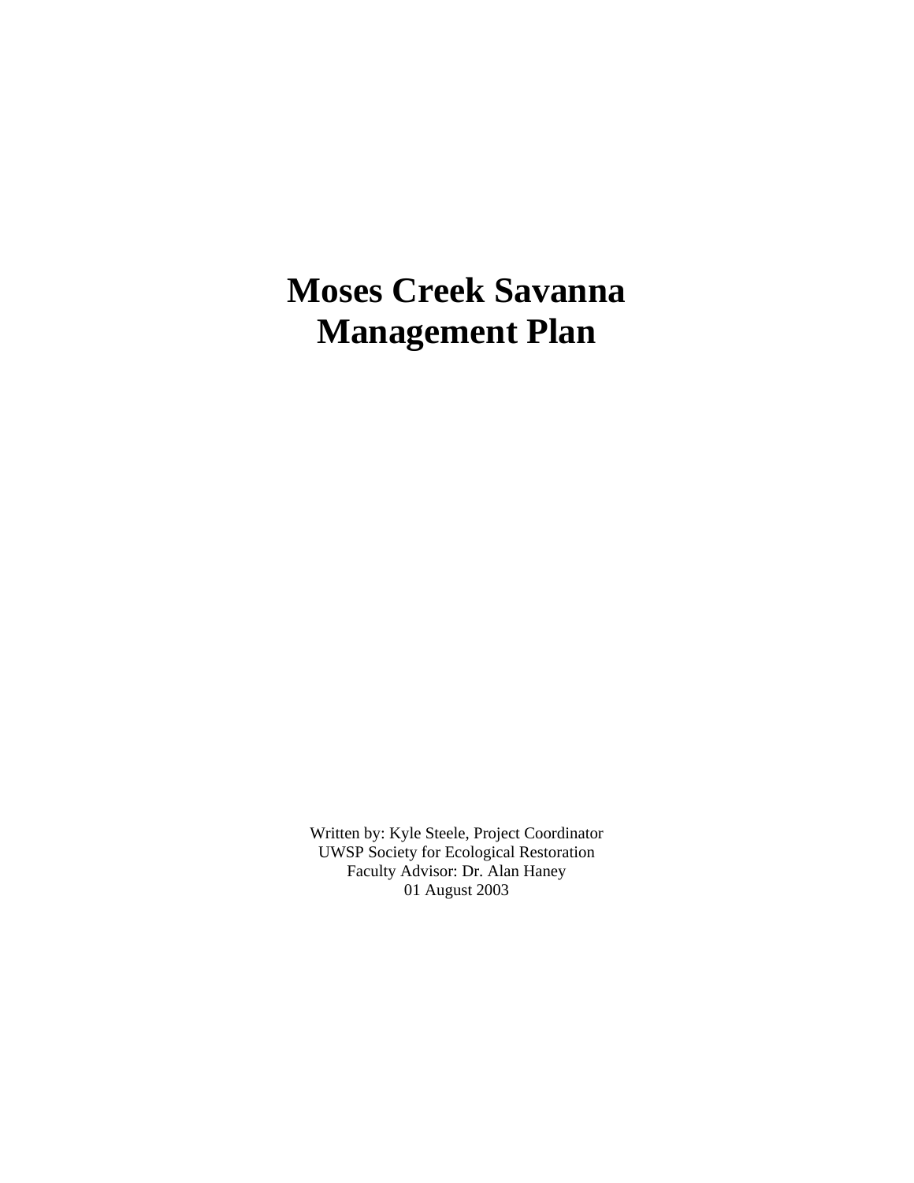# Moses Creek Savanna Management Plan

Written by: Kyle Steele, Project Coordinator
UWSP Society for Ecological Restoration
Faculty Advisor: Dr. Alan Haney
01 August 2003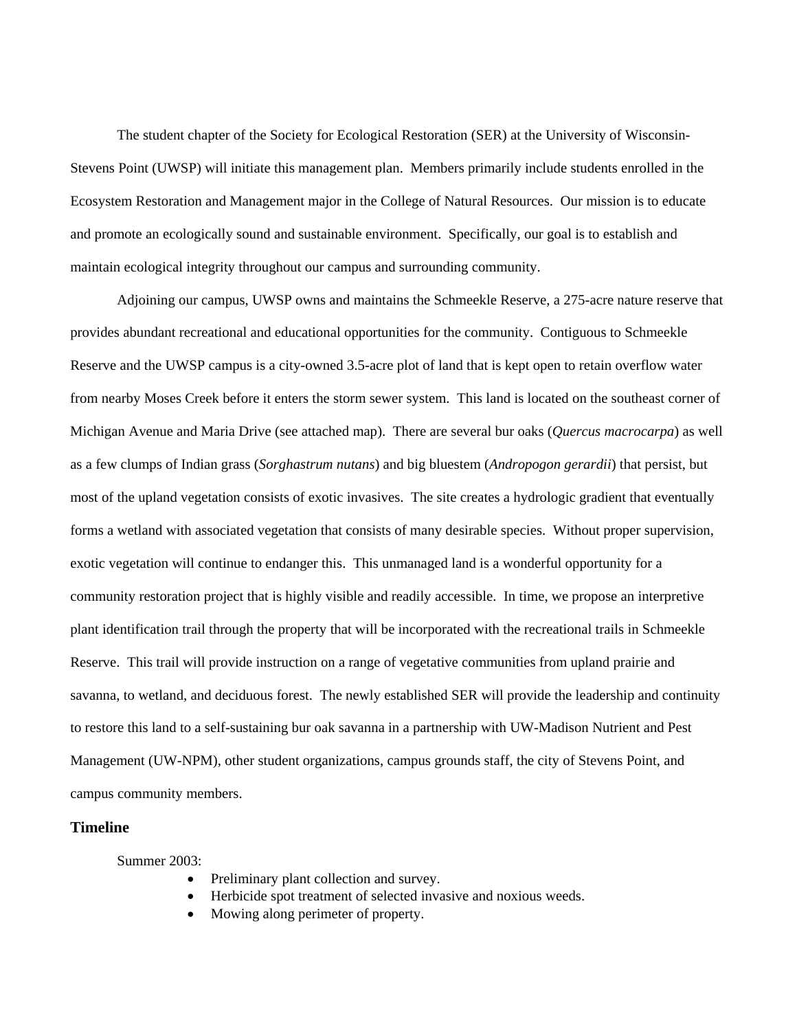The student chapter of the Society for Ecological Restoration (SER) at the University of Wisconsin-Stevens Point (UWSP) will initiate this management plan. Members primarily include students enrolled in the Ecosystem Restoration and Management major in the College of Natural Resources. Our mission is to educate and promote an ecologically sound and sustainable environment. Specifically, our goal is to establish and maintain ecological integrity throughout our campus and surrounding community.

Adjoining our campus, UWSP owns and maintains the Schmeekle Reserve, a 275-acre nature reserve that provides abundant recreational and educational opportunities for the community. Contiguous to Schmeekle Reserve and the UWSP campus is a city-owned 3.5-acre plot of land that is kept open to retain overflow water from nearby Moses Creek before it enters the storm sewer system. This land is located on the southeast corner of Michigan Avenue and Maria Drive (see attached map). There are several bur oaks (*Quercus macrocarpa*) as well as a few clumps of Indian grass (*Sorghastrum nutans*) and big bluestem (*Andropogon gerardii*) that persist, but most of the upland vegetation consists of exotic invasives. The site creates a hydrologic gradient that eventually forms a wetland with associated vegetation that consists of many desirable species. Without proper supervision, exotic vegetation will continue to endanger this. This unmanaged land is a wonderful opportunity for a community restoration project that is highly visible and readily accessible. In time, we propose an interpretive plant identification trail through the property that will be incorporated with the recreational trails in Schmeekle Reserve. This trail will provide instruction on a range of vegetative communities from upland prairie and savanna, to wetland, and deciduous forest. The newly established SER will provide the leadership and continuity to restore this land to a self-sustaining bur oak savanna in a partnership with UW-Madison Nutrient and Pest Management (UW-NPM), other student organizations, campus grounds staff, the city of Stevens Point, and campus community members.

### Timeline

Summer 2003:

- Preliminary plant collection and survey.
- Herbicide spot treatment of selected invasive and noxious weeds.
- Mowing along perimeter of property.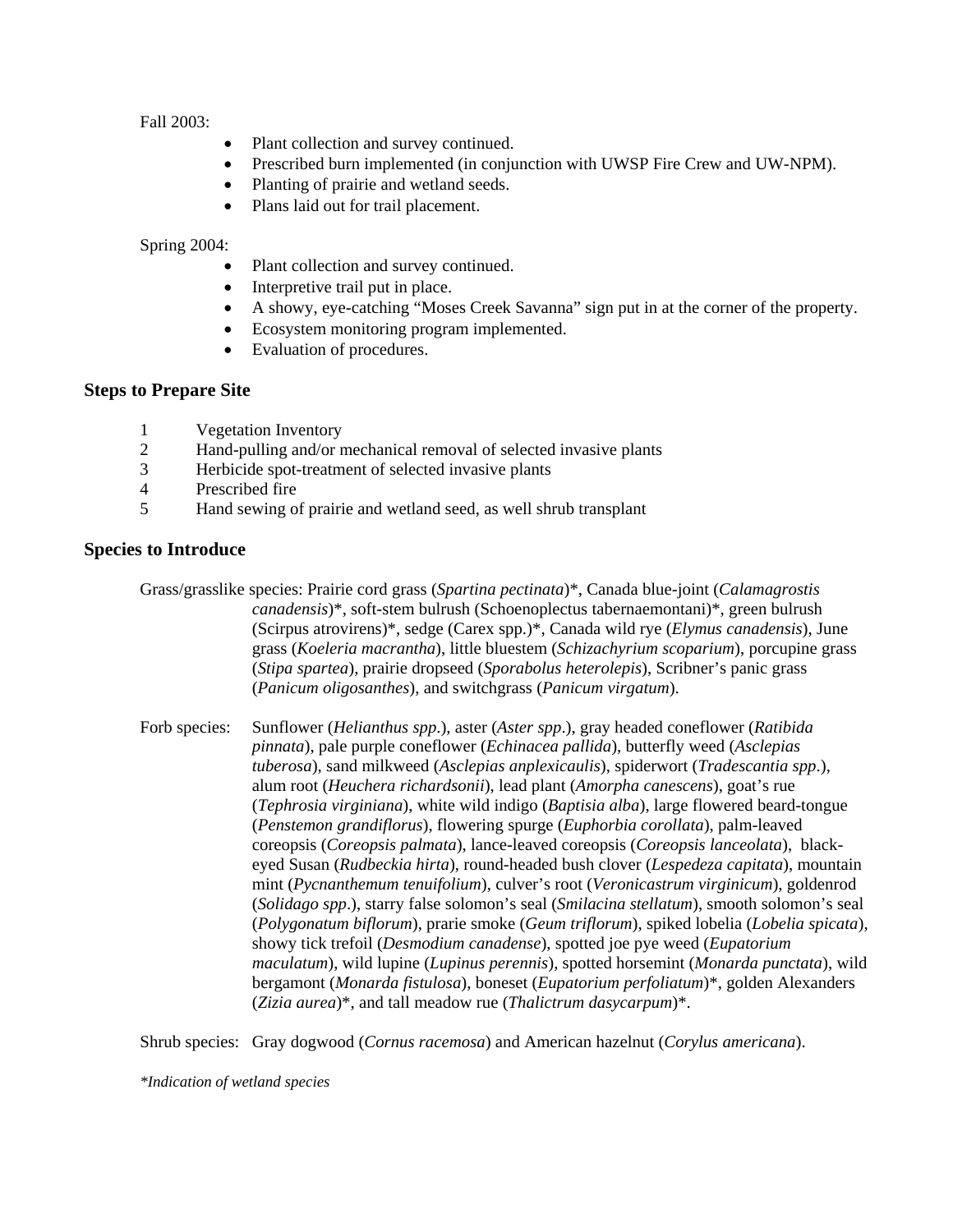Fall 2003:

- Plant collection and survey continued.
- Prescribed burn implemented (in conjunction with UWSP Fire Crew and UW-NPM).
- Planting of prairie and wetland seeds.
- Plans laid out for trail placement.

Spring 2004:

- Plant collection and survey continued.
- Interpretive trail put in place.
- A showy, eye-catching "Moses Creek Savanna" sign put in at the corner of the property.
- Ecosystem monitoring program implemented.
- Evaluation of procedures.

### Steps to Prepare Site

1. Vegetation Inventory
2. Hand-pulling and/or mechanical removal of selected invasive plants
3. Herbicide spot-treatment of selected invasive plants
4. Prescribed fire
5. Hand sewing of prairie and wetland seed, as well shrub transplant

### Species to Introduce

Grass/grasslike species: Prairie cord grass (*Spartina pectinata*)*, Canada blue-joint (*Calamagrostis canadensis*)*, soft-stem bulrush (Schoenoplectus tabernaemontani)*, green bulrush (Scirpus atrovirens)*, sedge (Carex spp.)*, Canada wild rye (*Elymus canadensis*), June grass (*Koeleria macrantha*), little bluestem (*Schizachyrium scoparium*), porcupine grass (*Stipa spartea*), prairie dropseed (*Sporabolus heterolepis*), Scribner's panic grass (*Panicum oligosanthes*), and switchgrass (*Panicum virgatum*).

Forb species: Sunflower (*Helianthus spp*.), aster (*Aster spp*.), gray headed coneflower (*Ratibida pinnata*), pale purple coneflower (*Echinacea pallida*), butterfly weed (*Asclepias tuberosa*), sand milkweed (*Asclepias anplexicaulis*), spiderwort (*Tradescantia spp*.), alum root (*Heuchera richardsonii*), lead plant (*Amorpha canescens*), goat's rue (*Tephrosia virginiana*), white wild indigo (*Baptisia alba*), large flowered beard-tongue (*Penstemon grandiflorus*), flowering spurge (*Euphorbia corollata*), palm-leaved coreopsis (*Coreopsis palmata*), lance-leaved coreopsis (*Coreopsis lanceolata*), black-eyed Susan (*Rudbeckia hirta*), round-headed bush clover (*Lespedeza capitata*), mountain mint (*Pycnanthemum tenuifolium*), culver's root (*Veronicastrum virginicum*), goldenrod (*Solidago spp*.), starry false solomon's seal (*Smilacina stellatum*), smooth solomon's seal (*Polygonatum biflorum*), prarie smoke (*Geum triflorum*), spiked lobelia (*Lobelia spicata*), showy tick trefoil (*Desmodium canadense*), spotted joe pye weed (*Eupatorium maculatum*), wild lupine (*Lupinus perennis*), spotted horsemint (*Monarda punctata*), wild bergamont (*Monarda fistulosa*), boneset (*Eupatorium perfoliatum*)*, golden Alexanders (*Zizia aurea*)*, and tall meadow rue (*Thalictrum dasycarpum*)*.

Shrub species: Gray dogwood (*Cornus racemosa*) and American hazelnut (*Corylus americana*).

*\*Indication of wetland species*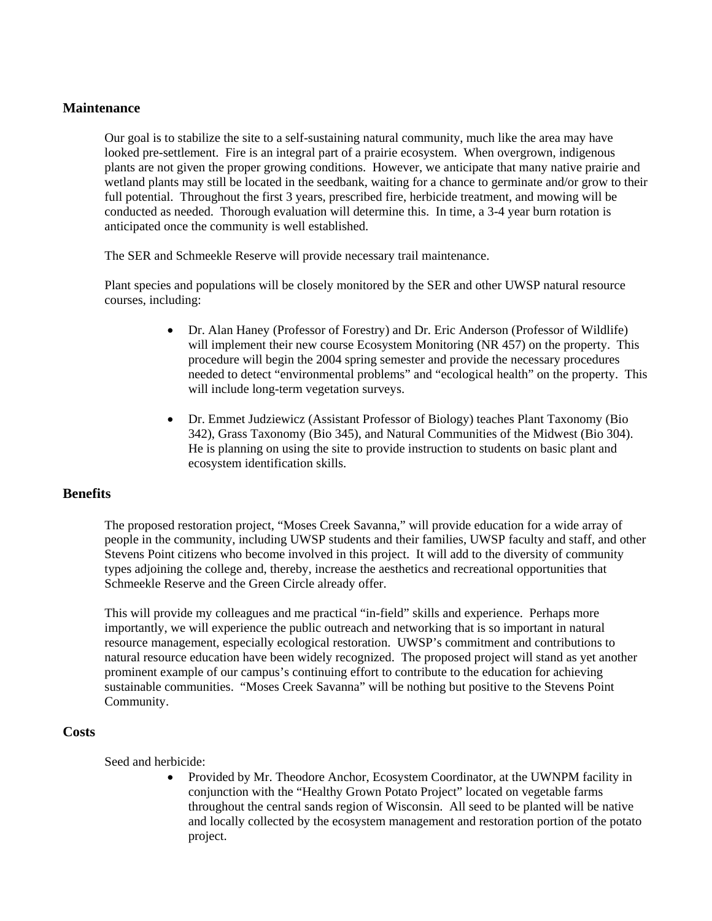## Maintenance

Our goal is to stabilize the site to a self-sustaining natural community, much like the area may have looked pre-settlement. Fire is an integral part of a prairie ecosystem. When overgrown, indigenous plants are not given the proper growing conditions. However, we anticipate that many native prairie and wetland plants may still be located in the seedbank, waiting for a chance to germinate and/or grow to their full potential. Throughout the first 3 years, prescribed fire, herbicide treatment, and mowing will be conducted as needed. Thorough evaluation will determine this. In time, a 3-4 year burn rotation is anticipated once the community is well established.

The SER and Schmeekle Reserve will provide necessary trail maintenance.

Plant species and populations will be closely monitored by the SER and other UWSP natural resource courses, including:

- Dr. Alan Haney (Professor of Forestry) and Dr. Eric Anderson (Professor of Wildlife) will implement their new course Ecosystem Monitoring (NR 457) on the property. This procedure will begin the 2004 spring semester and provide the necessary procedures needed to detect "environmental problems" and "ecological health" on the property. This will include long-term vegetation surveys.

- Dr. Emmet Judziewicz (Assistant Professor of Biology) teaches Plant Taxonomy (Bio 342), Grass Taxonomy (Bio 345), and Natural Communities of the Midwest (Bio 304). He is planning on using the site to provide instruction to students on basic plant and ecosystem identification skills.

## Benefits

The proposed restoration project, "Moses Creek Savanna," will provide education for a wide array of people in the community, including UWSP students and their families, UWSP faculty and staff, and other Stevens Point citizens who become involved in this project. It will add to the diversity of community types adjoining the college and, thereby, increase the aesthetics and recreational opportunities that Schmeekle Reserve and the Green Circle already offer.

This will provide my colleagues and me practical "in-field" skills and experience. Perhaps more importantly, we will experience the public outreach and networking that is so important in natural resource management, especially ecological restoration. UWSP's commitment and contributions to natural resource education have been widely recognized. The proposed project will stand as yet another prominent example of our campus's continuing effort to contribute to the education for achieving sustainable communities. "Moses Creek Savanna" will be nothing but positive to the Stevens Point Community.

## Costs

Seed and herbicide:

- Provided by Mr. Theodore Anchor, Ecosystem Coordinator, at the UWNPM facility in conjunction with the "Healthy Grown Potato Project" located on vegetable farms throughout the central sands region of Wisconsin. All seed to be planted will be native and locally collected by the ecosystem management and restoration portion of the potato project.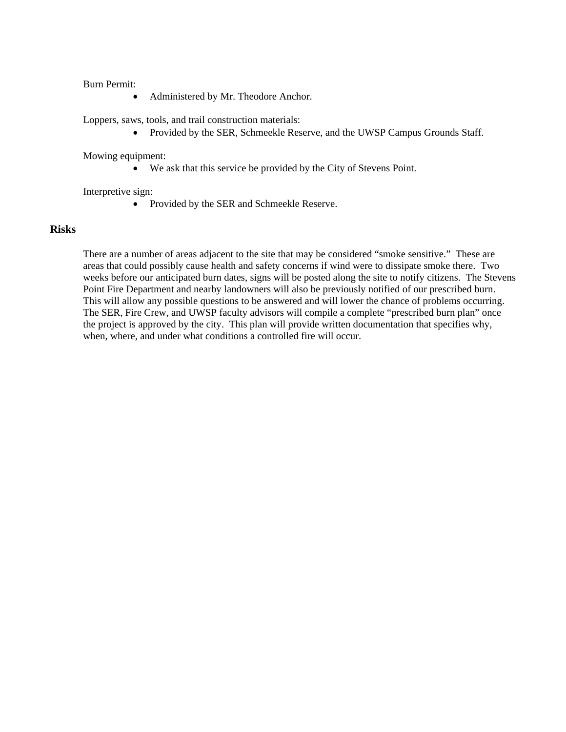Burn Permit:

- Administered by Mr. Theodore Anchor.

Loppers, saws, tools, and trail construction materials:

- Provided by the SER, Schmeekle Reserve, and the UWSP Campus Grounds Staff.

Mowing equipment:

- We ask that this service be provided by the City of Stevens Point.

Interpretive sign:

- Provided by the SER and Schmeekle Reserve.

## Risks

There are a number of areas adjacent to the site that may be considered "smoke sensitive." These are areas that could possibly cause health and safety concerns if wind were to dissipate smoke there. Two weeks before our anticipated burn dates, signs will be posted along the site to notify citizens. The Stevens Point Fire Department and nearby landowners will also be previously notified of our prescribed burn. This will allow any possible questions to be answered and will lower the chance of problems occurring. The SER, Fire Crew, and UWSP faculty advisors will compile a complete "prescribed burn plan" once the project is approved by the city. This plan will provide written documentation that specifies why, when, where, and under what conditions a controlled fire will occur.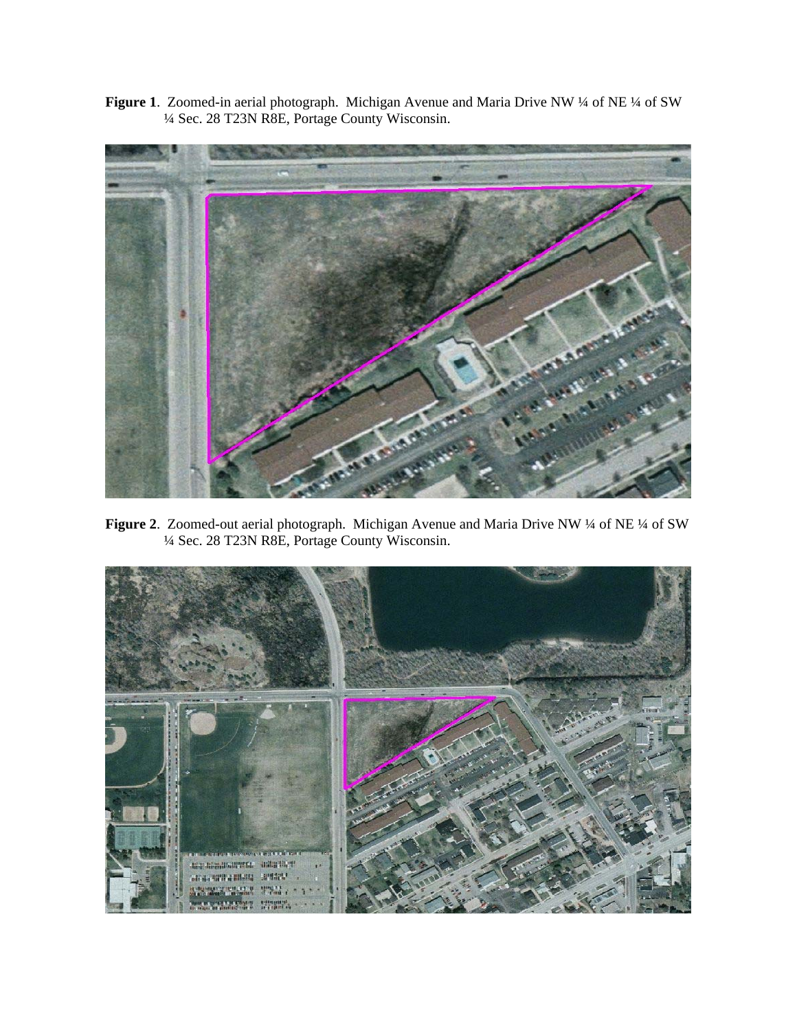**Figure 1**. Zoomed-in aerial photograph. Michigan Avenue and Maria Drive NW ¼ of NE ¼ of SW ¼ Sec. 28 T23N R8E, Portage County Wisconsin.

**Figure 2**. Zoomed-out aerial photograph. Michigan Avenue and Maria Drive NW ¼ of NE ¼ of SW ¼ Sec. 28 T23N R8E, Portage County Wisconsin.